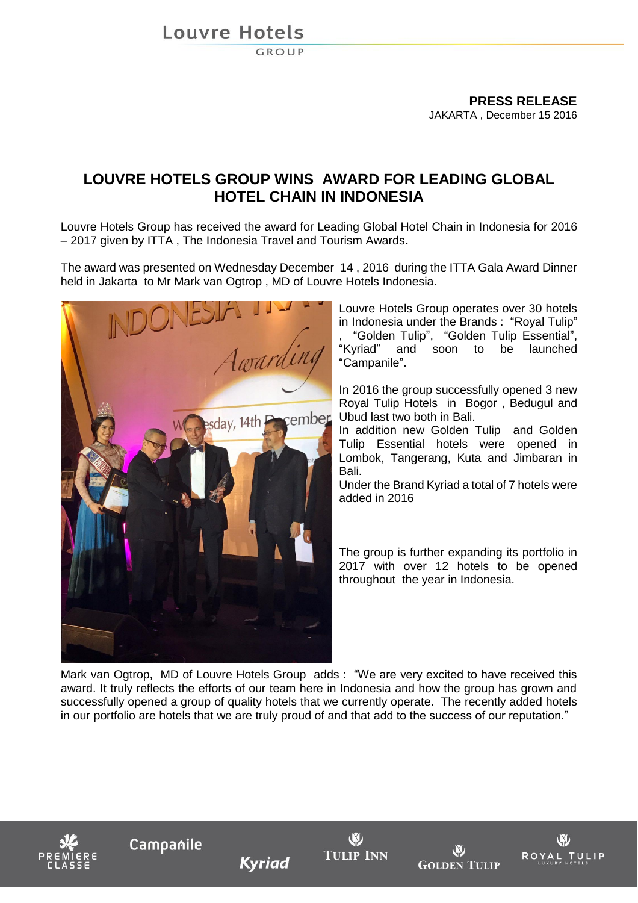Louvre Hotels

GROUP

**PRESS RELEASE**
JAKARTA , December 15 2016

# LOUVRE HOTELS GROUP WINS AWARD FOR LEADING GLOBAL HOTEL CHAIN IN INDONESIA

Louvre Hotels Group has received the award for Leading Global Hotel Chain in Indonesia for 2016 – 2017 given by ITTA , The Indonesia Travel and Tourism Awards**.**

The award was presented on Wednesday December 14 , 2016 during the ITTA Gala Award Dinner held in Jakarta to Mr Mark van Ogtrop , MD of Louvre Hotels Indonesia.

Louvre Hotels Group operates over 30 hotels in Indonesia under the Brands : "Royal Tulip" , "Golden Tulip", "Golden Tulip Essential", "Kyriad" and soon to be launched "Campanile".

In 2016 the group successfully opened 3 new Royal Tulip Hotels in Bogor , Bedugul and Ubud last two both in Bali.
In addition new Golden Tulip and Golden Tulip Essential hotels were opened in Lombok, Tangerang, Kuta and Jimbaran in Bali.
Under the Brand Kyriad a total of 7 hotels were added in 2016

The group is further expanding its portfolio in 2017 with over 12 hotels to be opened throughout the year in Indonesia.

Mark van Ogtrop, MD of Louvre Hotels Group adds : "We are very excited to have received this award. It truly reflects the efforts of our team here in Indonesia and how the group has grown and successfully opened a group of quality hotels that we currently operate. The recently added hotels in our portfolio are hotels that we are truly proud of and that add to the success of our reputation."

PREMIERE CLASSE Campanile Kyriad TULIP INN GOLDEN TULIP ROYAL TULIP LUXURY HOTELS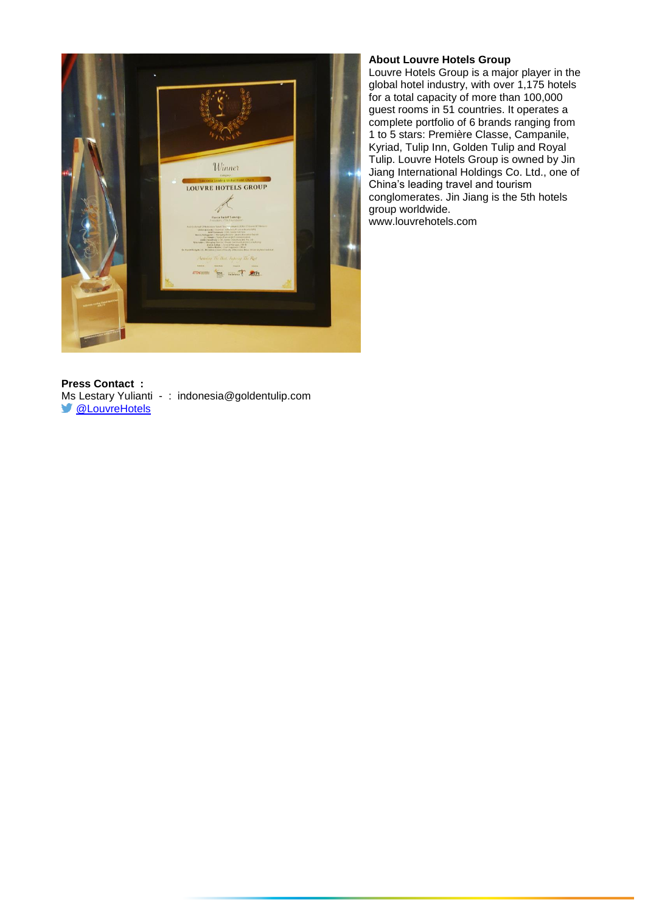## About Louvre Hotels Group

Louvre Hotels Group is a major player in the global hotel industry, with over 1,175 hotels for a total capacity of more than 100,000 guest rooms in 51 countries. It operates a complete portfolio of 6 brands ranging from 1 to 5 stars: Première Classe, Campanile, Kyriad, Tulip Inn, Golden Tulip and Royal Tulip. Louvre Hotels Group is owned by Jin Jiang International Holdings Co. Ltd., one of China's leading travel and tourism conglomerates. Jin Jiang is the 5th hotels group worldwide.
www.louvrehotels.com

**Press Contact :**
Ms Lestary Yulianti - : indonesia@goldentulip.com
@LouvreHotels